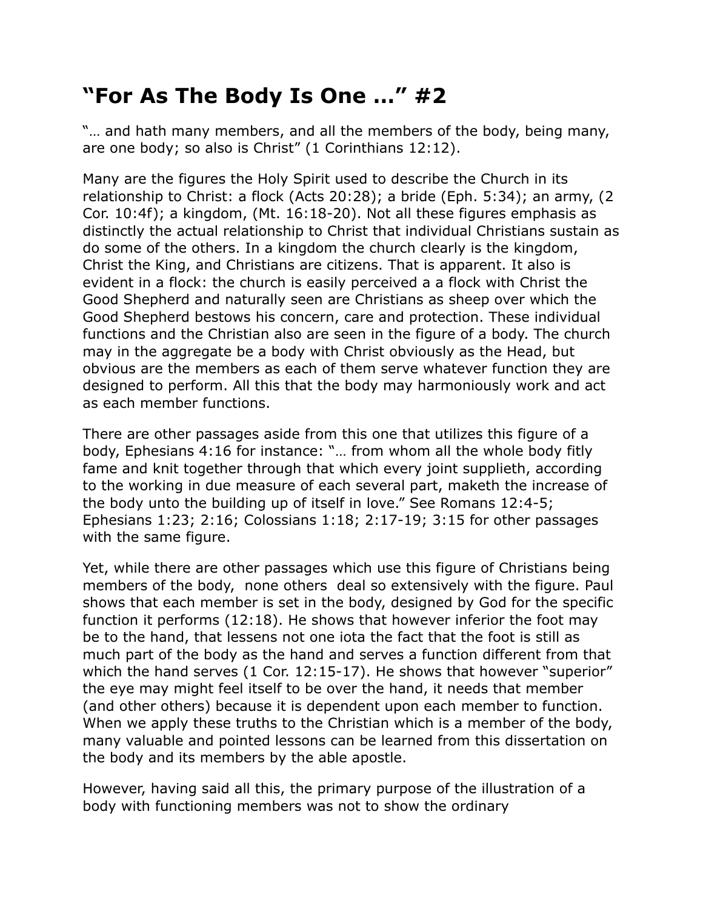# "For As The Body Is One …" #2

"… and hath many members, and all the members of the body, being many, are one body; so also is Christ" (1 Corinthians 12:12).

Many are the figures the Holy Spirit used to describe the Church in its relationship to Christ: a flock (Acts 20:28); a bride (Eph. 5:34); an army, (2 Cor. 10:4f); a kingdom, (Mt. 16:18-20). Not all these figures emphasis as distinctly the actual relationship to Christ that individual Christians sustain as do some of the others. In a kingdom the church clearly is the kingdom, Christ the King, and Christians are citizens. That is apparent. It also is evident in a flock: the church is easily perceived a a flock with Christ the Good Shepherd and naturally seen are Christians as sheep over which the Good Shepherd bestows his concern, care and protection. These individual functions and the Christian also are seen in the figure of a body. The church may in the aggregate be a body with Christ obviously as the Head, but obvious are the members as each of them serve whatever function they are designed to perform. All this that the body may harmoniously work and act as each member functions.

There are other passages aside from this one that utilizes this figure of a body, Ephesians 4:16 for instance: "… from whom all the whole body fitly fame and knit together through that which every joint supplieth, according to the working in due measure of each several part, maketh the increase of the body unto the building up of itself in love." See Romans 12:4-5; Ephesians 1:23; 2:16; Colossians 1:18; 2:17-19; 3:15 for other passages with the same figure.

Yet, while there are other passages which use this figure of Christians being members of the body, none others deal so extensively with the figure. Paul shows that each member is set in the body, designed by God for the specific function it performs (12:18). He shows that however inferior the foot may be to the hand, that lessens not one iota the fact that the foot is still as much part of the body as the hand and serves a function different from that which the hand serves (1 Cor. 12:15-17). He shows that however "superior" the eye may might feel itself to be over the hand, it needs that member (and other others) because it is dependent upon each member to function. When we apply these truths to the Christian which is a member of the body, many valuable and pointed lessons can be learned from this dissertation on the body and its members by the able apostle.

However, having said all this, the primary purpose of the illustration of a body with functioning members was not to show the ordinary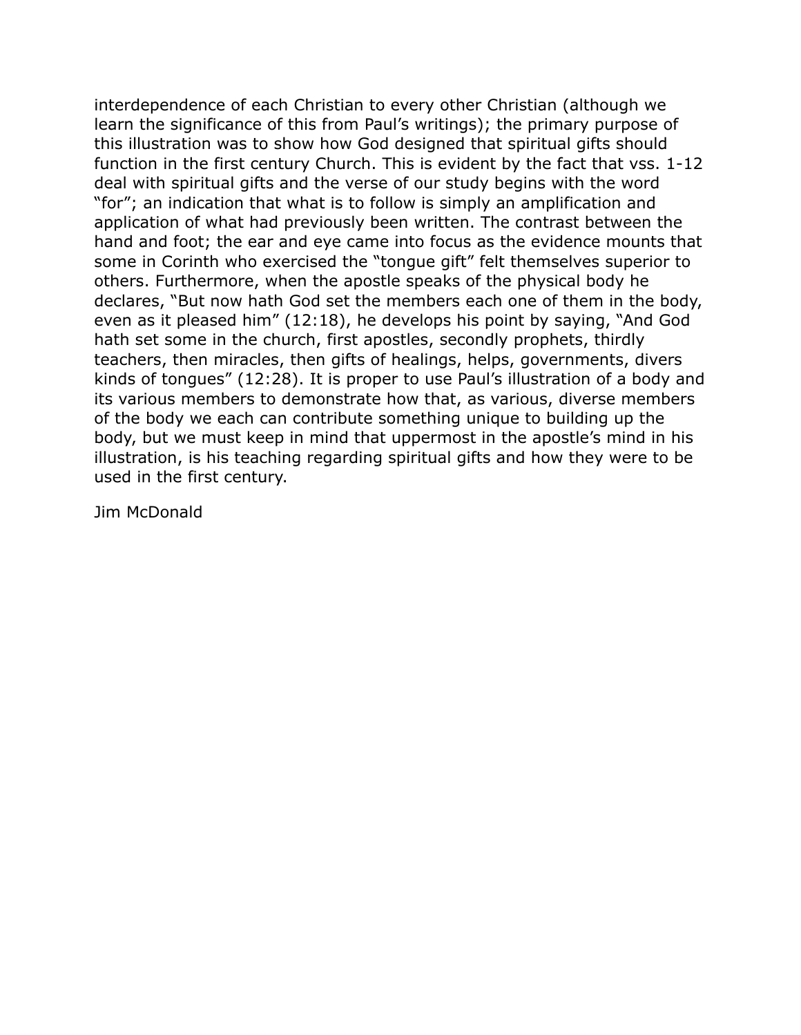interdependence of each Christian to every other Christian (although we learn the significance of this from Paul's writings); the primary purpose of this illustration was to show how God designed that spiritual gifts should function in the first century Church. This is evident by the fact that vss. 1-12 deal with spiritual gifts and the verse of our study begins with the word "for"; an indication that what is to follow is simply an amplification and application of what had previously been written. The contrast between the hand and foot; the ear and eye came into focus as the evidence mounts that some in Corinth who exercised the "tongue gift" felt themselves superior to others. Furthermore, when the apostle speaks of the physical body he declares, "But now hath God set the members each one of them in the body, even as it pleased him" (12:18), he develops his point by saying, "And God hath set some in the church, first apostles, secondly prophets, thirdly teachers, then miracles, then gifts of healings, helps, governments, divers kinds of tongues" (12:28). It is proper to use Paul's illustration of a body and its various members to demonstrate how that, as various, diverse members of the body we each can contribute something unique to building up the body, but we must keep in mind that uppermost in the apostle's mind in his illustration, is his teaching regarding spiritual gifts and how they were to be used in the first century.

Jim McDonald